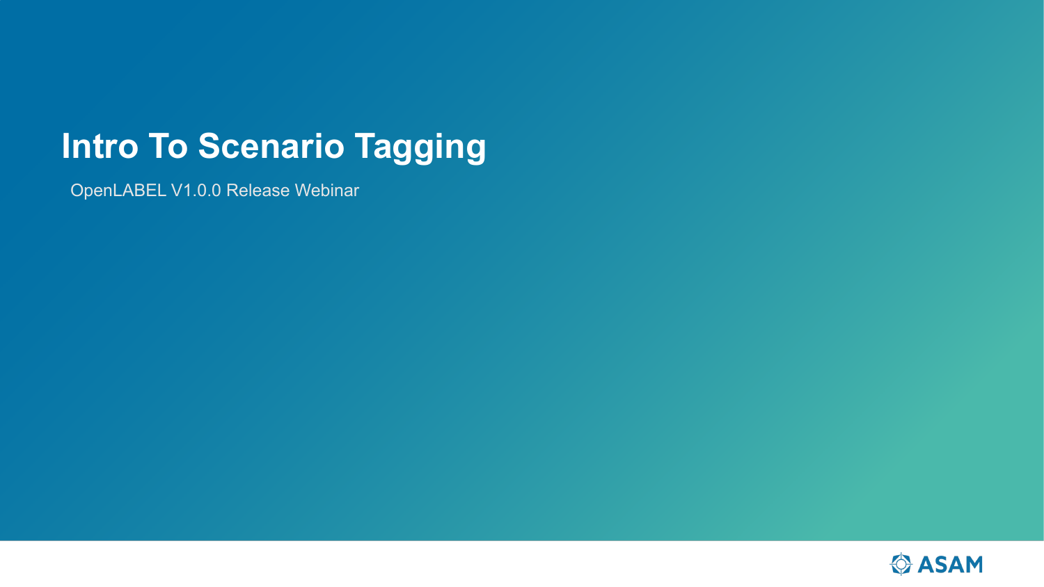# Intro To Scenario Tagging

OpenLABEL V1.0.0 Release Webinar

ASAM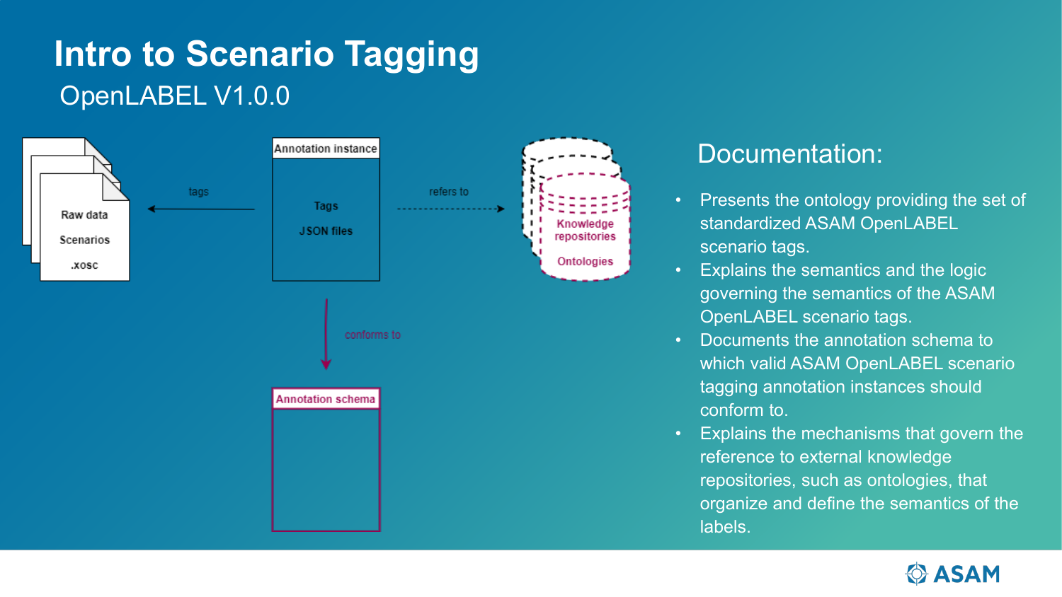# Intro to Scenario Tagging

OpenLABEL V1.0.0

Raw data

Scenarios

.xosc

tags

Annotation instance

Tags

JSON files

refers to

Knowledge repositories

Ontologies

conforms to

Annotation schema

## Documentation:

- Presents the ontology providing the set of standardized ASAM OpenLABEL scenario tags.
- Explains the semantics and the logic governing the semantics of the ASAM OpenLABEL scenario tags.
- Documents the annotation schema to which valid ASAM OpenLABEL scenario tagging annotation instances should conform to.
- Explains the mechanisms that govern the reference to external knowledge repositories, such as ontologies, that organize and define the semantics of the labels.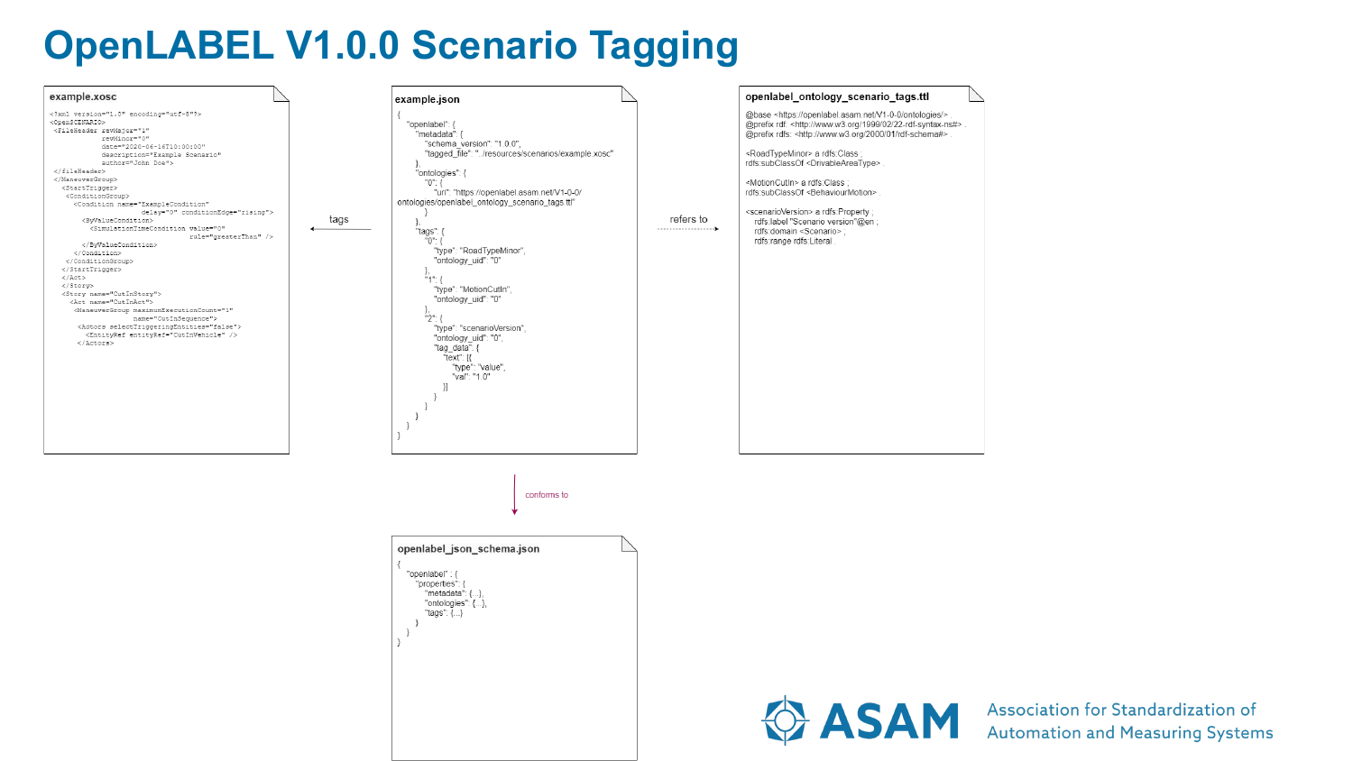# OpenLABEL V1.0.0 Scenario Tagging

**example.xosc**

```
<?xml version="1.0" encoding="utf-8"?>
<OpenSCENARIO>
 <FileHeader revMajor="1"
             revMinor="0"
             date="2020-06-16T10:00:00"
             description="Example Scenario"
             author="John Doe">
 </fileHeader>
 </ManeuverGroup>
   <StartTrigger>
    <ConditionGroup>
      <Condition name="ExampleCondition"
                 delay="0" conditionEdge="rising">
        <ByValueCondition>
          <SimulationTimeCondition value="0"
                                   rule="greaterThan" />
        </ByValueCondition>
      </Condition>
    </ConditionGroup>
   </StartTrigger>
   </Act>
   </Story>
   <Story name="CutInStory">
     <Act name="CutInAct">
      <ManeuverGroup maximumExecutionCount="1"
                     name="CutInSequence">
       <Actors selectTriggeringEntities="false">
        <EntityRef entityRef="CutInVehicle" />
       </Actors>
```

**example.json**

```
{
  "openlabel": {
    "metadata": {
      "schema_version": "1.0.0",
      "tagged_file": "../resources/scenarios/example.xosc"
    },
    "ontologies": {
      "0": {
        "uri": "https://openlabel.asam.net/V1-0-0/
ontologies/openlabel_ontology_scenario_tags.ttl"
      }
    },
    "tags": {
      "0": {
        "type": "RoadTypeMinor",
        "ontology_uid": "0"
      },
      "1": {
        "type": "MotionCutIn",
        "ontology_uid": "0"
      },
      "2": {
        "type": "scenarioVersion",
        "ontology_uid": "0",
        "tag_data": {
          "text": [{
            "type": "value",
            "val": "1.0"
          }]
        }
      }
    }
  }
}
```

**openlabel_ontology_scenario_tags.ttl**

```
@base <https://openlabel.asam.net/V1-0-0/ontologies/> .
@prefix rdf: <http://www.w3.org/1999/02/22-rdf-syntax-ns#> .
@prefix rdfs: <http://www.w3.org/2000/01/rdf-schema#> .

<RoadTypeMinor> a rdfs:Class ;
rdfs:subClassOf <DrivableAreaType> .

<MotionCutIn> a rdfs:Class ;
rdfs:subClassOf <BehaviourMotion> .

<scenarioVersion> a rdfs:Property ;
   rdfs:label "Scenario version"@en ;
   rdfs:domain <Scenario> ;
   rdfs:range rdfs:Literal .
```

**openlabel_json_schema.json**

```
{
  "openlabel" : {
    "properties": {
      "metadata": {...},
      "ontologies": {...},
      "tags": {...}
    }
  }
}
```

example.json → tags → example.xosc

example.json → refers to → openlabel_ontology_scenario_tags.ttl

example.json → conforms to → openlabel_json_schema.json

ASAM Association for Standardization of Automation and Measuring Systems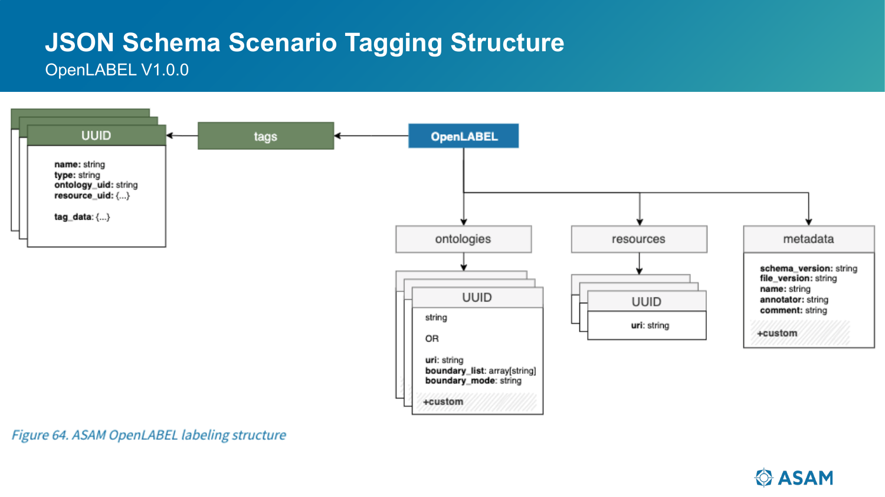# JSON Schema Scenario Tagging Structure

OpenLABEL V1.0.0

OpenLABEL

tags

UUID

**name**: string
**type**: string
**ontology_uid**: string
**resource_uid**: {...}

**tag_data**: {...}

ontologies

UUID

string

OR

**uri**: string
**boundary_list**: array[string]
**boundary_mode**: string

**+custom**

resources

UUID

**uri**: string

metadata

**schema_version**: string
**file_version**: string
**name**: string
**annotator**: string
**comment**: string

**+custom**

*Figure 64. ASAM OpenLABEL labeling structure*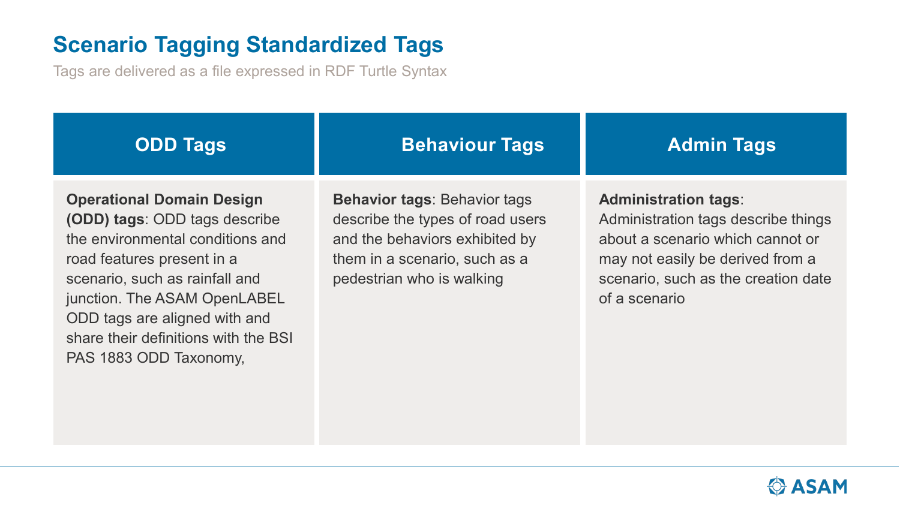# Scenario Tagging Standardized Tags

Tags are delivered as a file expressed in RDF Turtle Syntax

| ODD Tags | Behaviour Tags | Admin Tags |
| --- | --- | --- |
| **Operational Domain Design (ODD) tags**: ODD tags describe the environmental conditions and road features present in a scenario, such as rainfall and junction. The ASAM OpenLABEL ODD tags are aligned with and share their definitions with the BSI PAS 1883 ODD Taxonomy, | **Behavior tags**: Behavior tags describe the types of road users and the behaviors exhibited by them in a scenario, such as a pedestrian who is walking | **Administration tags**: Administration tags describe things about a scenario which cannot or may not easily be derived from a scenario, such as the creation date of a scenario |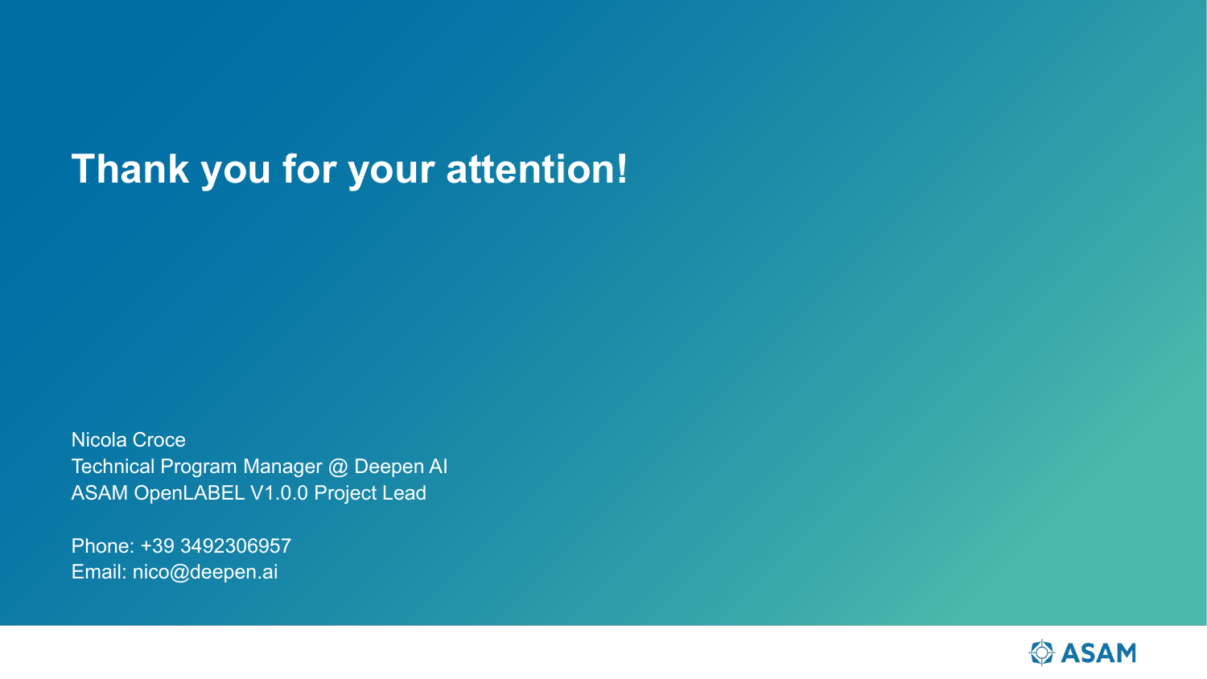# Thank you for your attention!

Nicola Croce
Technical Program Manager @ Deepen AI
ASAM OpenLABEL V1.0.0 Project Lead

Phone: +39 3492306957
Email: nico@deepen.ai